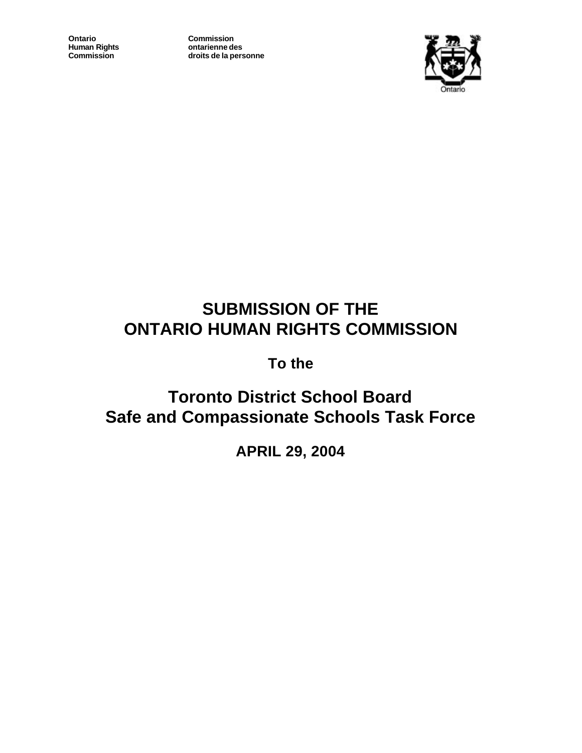Ontario
Human Rights
Commission

Commission
ontarienne des
droits de la personne

# SUBMISSION OF THE ONTARIO HUMAN RIGHTS COMMISSION

**To the**

# Toronto District School Board Safe and Compassionate Schools Task Force

**APRIL 29, 2004**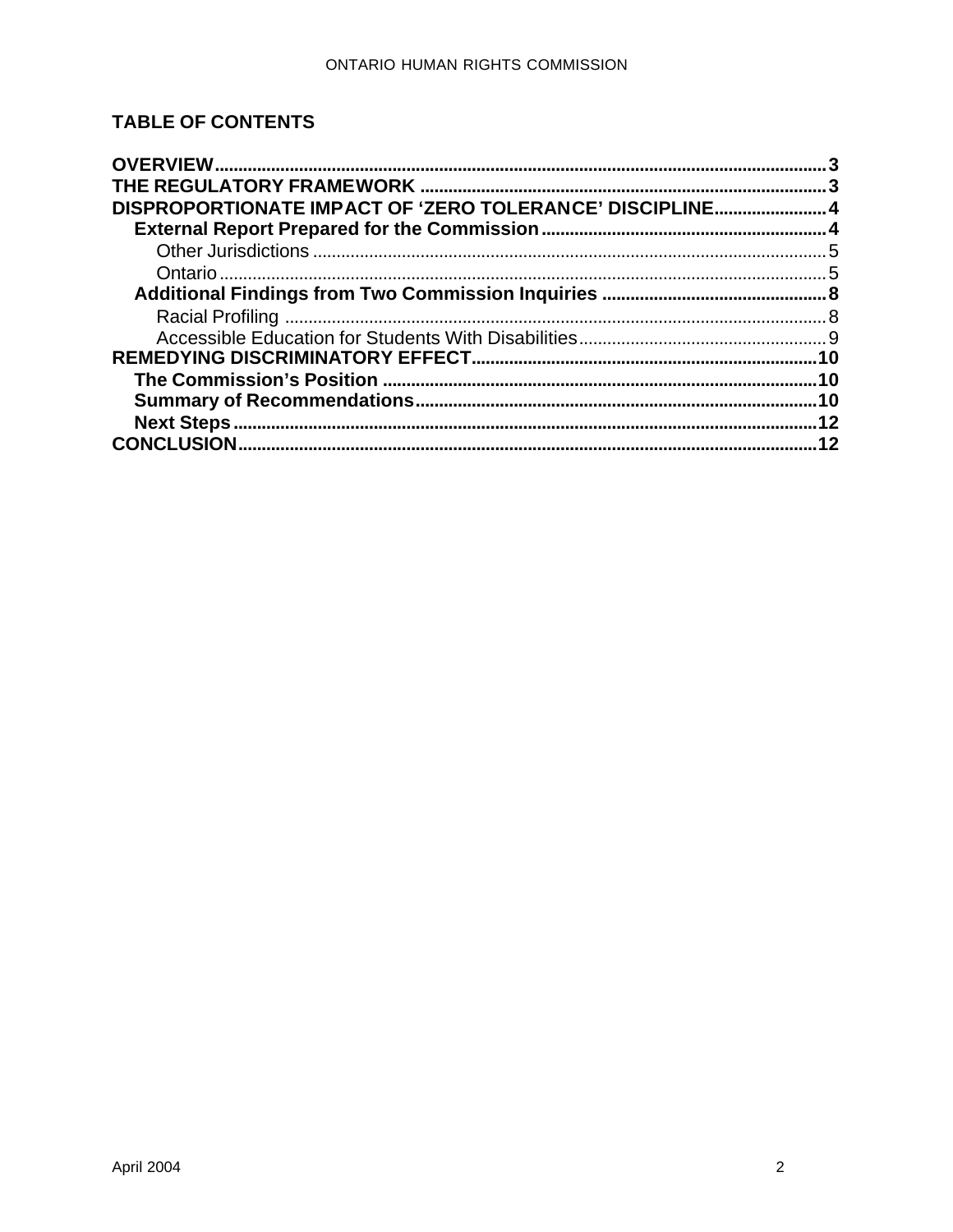## TABLE OF CONTENTS

**OVERVIEW** ..... 3
**THE REGULATORY FRAMEWORK** ..... 3
**DISPROPORTIONATE IMPACT OF 'ZERO TOLERANCE' DISCIPLINE** ..... 4
- **External Report Prepared for the Commission** ..... 4
  - Other Jurisdictions ..... 5
  - Ontario ..... 5
- **Additional Findings from Two Commission Inquiries** ..... 8
  - Racial Profiling ..... 8
  - Accessible Education for Students With Disabilities ..... 9

**REMEDYING DISCRIMINATORY EFFECT** ..... 10
- **The Commission's Position** ..... 10
- **Summary of Recommendations** ..... 10
- **Next Steps** ..... 12

**CONCLUSION** ..... 12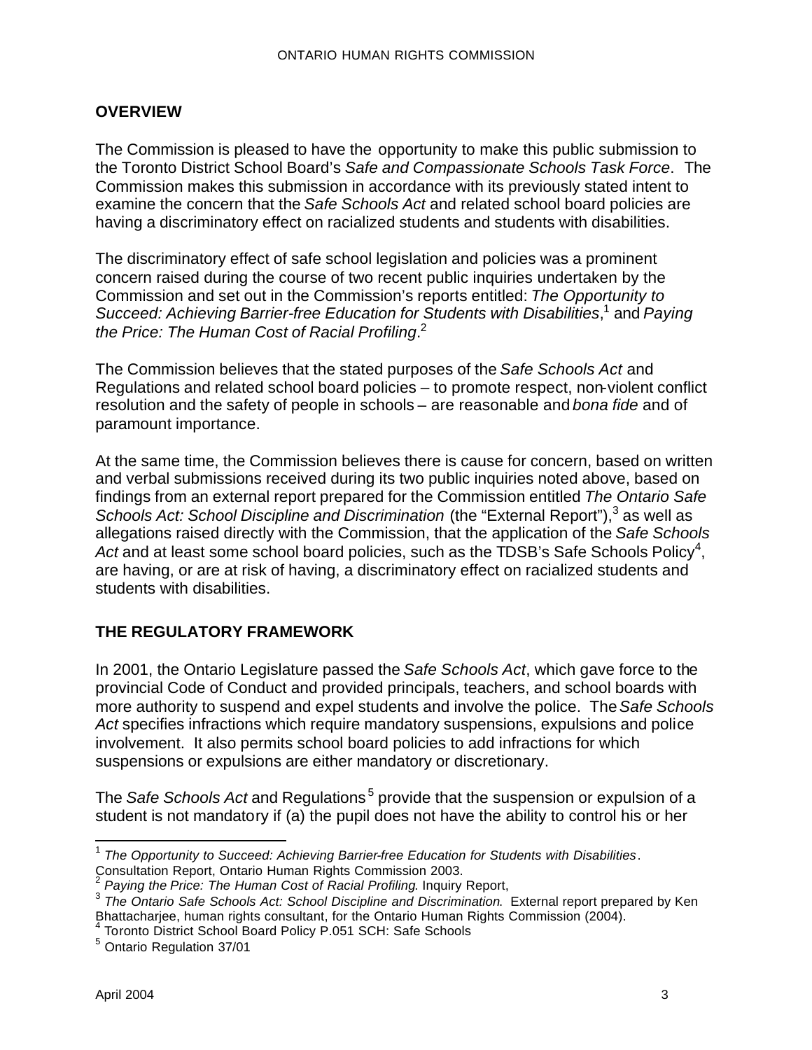## OVERVIEW

The Commission is pleased to have the opportunity to make this public submission to the Toronto District School Board's *Safe and Compassionate Schools Task Force*. The Commission makes this submission in accordance with its previously stated intent to examine the concern that the *Safe Schools Act* and related school board policies are having a discriminatory effect on racialized students and students with disabilities.

The discriminatory effect of safe school legislation and policies was a prominent concern raised during the course of two recent public inquiries undertaken by the Commission and set out in the Commission's reports entitled: *The Opportunity to Succeed: Achieving Barrier-free Education for Students with Disabilities*,[1] and *Paying the Price: The Human Cost of Racial Profiling*.[2]

The Commission believes that the stated purposes of the *Safe Schools Act* and Regulations and related school board policies – to promote respect, non-violent conflict resolution and the safety of people in schools – are reasonable and *bona fide* and of paramount importance.

At the same time, the Commission believes there is cause for concern, based on written and verbal submissions received during its two public inquiries noted above, based on findings from an external report prepared for the Commission entitled *The Ontario Safe Schools Act: School Discipline and Discrimination* (the "External Report"),[3] as well as allegations raised directly with the Commission, that the application of the *Safe Schools Act* and at least some school board policies, such as the TDSB's Safe Schools Policy[4], are having, or are at risk of having, a discriminatory effect on racialized students and students with disabilities.

## THE REGULATORY FRAMEWORK

In 2001, the Ontario Legislature passed the *Safe Schools Act*, which gave force to the provincial Code of Conduct and provided principals, teachers, and school boards with more authority to suspend and expel students and involve the police. The *Safe Schools Act* specifies infractions which require mandatory suspensions, expulsions and police involvement. It also permits school board policies to add infractions for which suspensions or expulsions are either mandatory or discretionary.

The *Safe Schools Act* and Regulations[5] provide that the suspension or expulsion of a student is not mandatory if (a) the pupil does not have the ability to control his or her

---

[1] *The Opportunity to Succeed: Achieving Barrier-free Education for Students with Disabilities*. Consultation Report, Ontario Human Rights Commission 2003.

[2] *Paying the Price: The Human Cost of Racial Profiling*. Inquiry Report,

[3] *The Ontario Safe Schools Act: School Discipline and Discrimination*. External report prepared by Ken Bhattacharjee, human rights consultant, for the Ontario Human Rights Commission (2004).

[4] Toronto District School Board Policy P.051 SCH: Safe Schools

[5] Ontario Regulation 37/01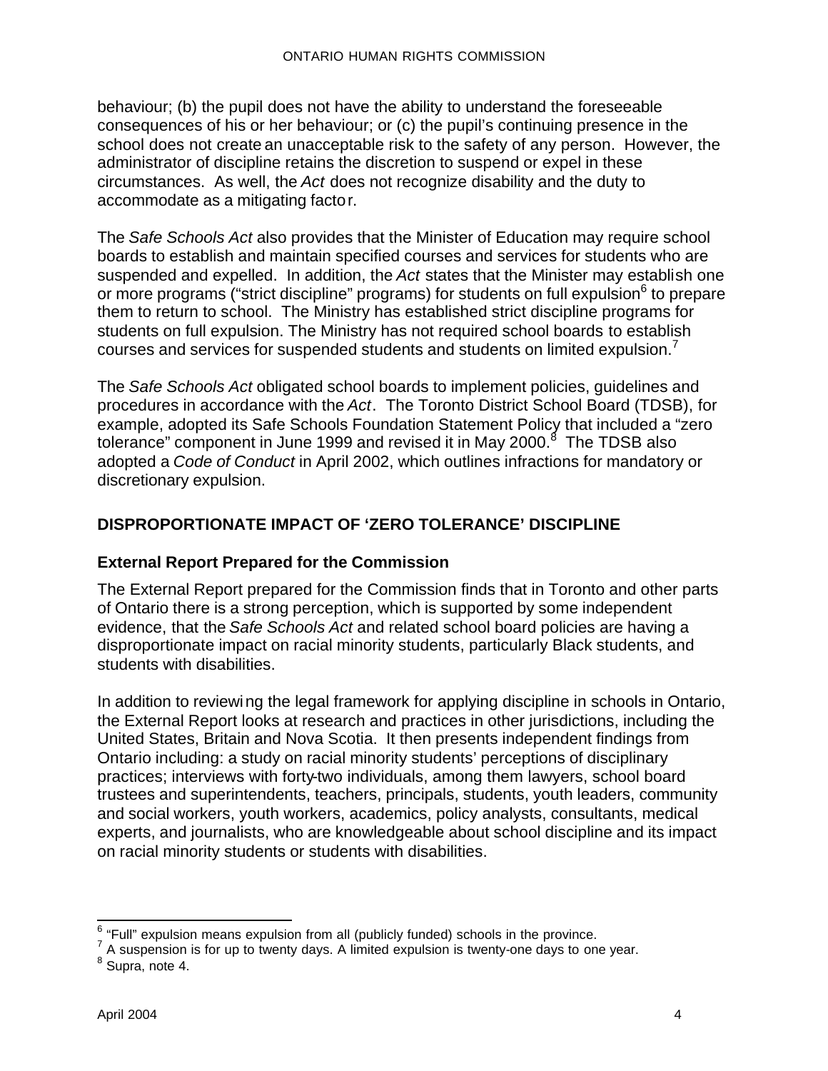behaviour; (b) the pupil does not have the ability to understand the foreseeable consequences of his or her behaviour; or (c) the pupil's continuing presence in the school does not create an unacceptable risk to the safety of any person. However, the administrator of discipline retains the discretion to suspend or expel in these circumstances. As well, the *Act* does not recognize disability and the duty to accommodate as a mitigating factor.

The *Safe Schools Act* also provides that the Minister of Education may require school boards to establish and maintain specified courses and services for students who are suspended and expelled. In addition, the *Act* states that the Minister may establish one or more programs ("strict discipline" programs) for students on full expulsion[6] to prepare them to return to school. The Ministry has established strict discipline programs for students on full expulsion. The Ministry has not required school boards to establish courses and services for suspended students and students on limited expulsion.[7]

The *Safe Schools Act* obligated school boards to implement policies, guidelines and procedures in accordance with the *Act*. The Toronto District School Board (TDSB), for example, adopted its Safe Schools Foundation Statement Policy that included a "zero tolerance" component in June 1999 and revised it in May 2000.[8] The TDSB also adopted a *Code of Conduct* in April 2002, which outlines infractions for mandatory or discretionary expulsion.

## DISPROPORTIONATE IMPACT OF 'ZERO TOLERANCE' DISCIPLINE

### External Report Prepared for the Commission

The External Report prepared for the Commission finds that in Toronto and other parts of Ontario there is a strong perception, which is supported by some independent evidence, that the *Safe Schools Act* and related school board policies are having a disproportionate impact on racial minority students, particularly Black students, and students with disabilities.

In addition to reviewing the legal framework for applying discipline in schools in Ontario, the External Report looks at research and practices in other jurisdictions, including the United States, Britain and Nova Scotia. It then presents independent findings from Ontario including: a study on racial minority students' perceptions of disciplinary practices; interviews with forty-two individuals, among them lawyers, school board trustees and superintendents, teachers, principals, students, youth leaders, community and social workers, youth workers, academics, policy analysts, consultants, medical experts, and journalists, who are knowledgeable about school discipline and its impact on racial minority students or students with disabilities.

---

[6] "Full" expulsion means expulsion from all (publicly funded) schools in the province.
[7] A suspension is for up to twenty days. A limited expulsion is twenty-one days to one year.
[8] Supra, note 4.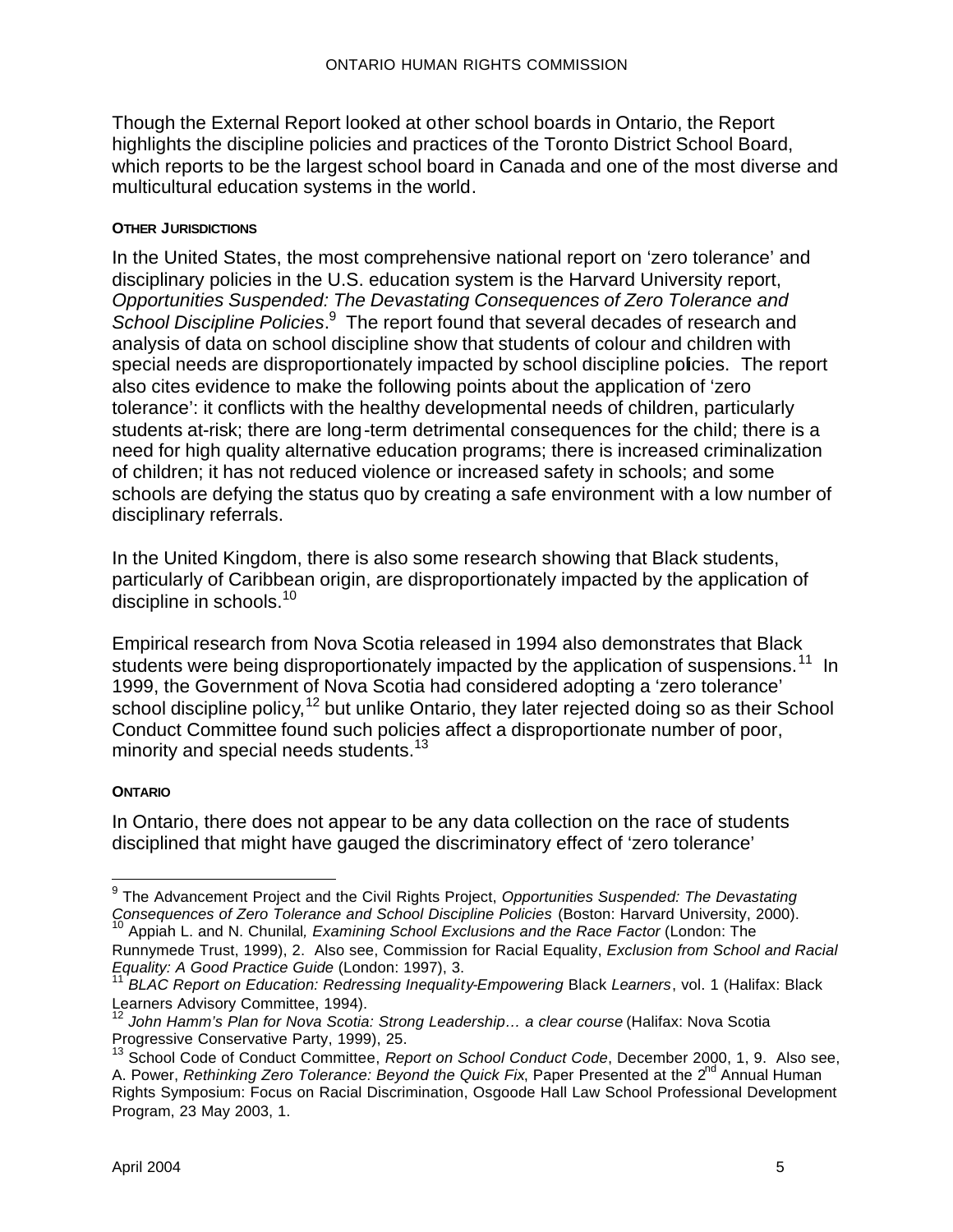Though the External Report looked at other school boards in Ontario, the Report highlights the discipline policies and practices of the Toronto District School Board, which reports to be the largest school board in Canada and one of the most diverse and multicultural education systems in the world.

#### OTHER JURISDICTIONS

In the United States, the most comprehensive national report on 'zero tolerance' and disciplinary policies in the U.S. education system is the Harvard University report, *Opportunities Suspended: The Devastating Consequences of Zero Tolerance and School Discipline Policies*.[9] The report found that several decades of research and analysis of data on school discipline show that students of colour and children with special needs are disproportionately impacted by school discipline policies. The report also cites evidence to make the following points about the application of 'zero tolerance': it conflicts with the healthy developmental needs of children, particularly students at-risk; there are long-term detrimental consequences for the child; there is a need for high quality alternative education programs; there is increased criminalization of children; it has not reduced violence or increased safety in schools; and some schools are defying the status quo by creating a safe environment with a low number of disciplinary referrals.

In the United Kingdom, there is also some research showing that Black students, particularly of Caribbean origin, are disproportionately impacted by the application of discipline in schools.[10]

Empirical research from Nova Scotia released in 1994 also demonstrates that Black students were being disproportionately impacted by the application of suspensions.[11] In 1999, the Government of Nova Scotia had considered adopting a 'zero tolerance' school discipline policy,[12] but unlike Ontario, they later rejected doing so as their School Conduct Committee found such policies affect a disproportionate number of poor, minority and special needs students.[13]

#### ONTARIO

In Ontario, there does not appear to be any data collection on the race of students disciplined that might have gauged the discriminatory effect of 'zero tolerance'

---

[9] The Advancement Project and the Civil Rights Project, *Opportunities Suspended: The Devastating Consequences of Zero Tolerance and School Discipline Policies* (Boston: Harvard University, 2000).

[10] Appiah L. and N. Chunilal, *Examining School Exclusions and the Race Factor* (London: The Runnymede Trust, 1999), 2. Also see, Commission for Racial Equality, *Exclusion from School and Racial Equality: A Good Practice Guide* (London: 1997), 3.

[11] *BLAC Report on Education: Redressing Inequality-Empowering* Black *Learners*, vol. 1 (Halifax: Black Learners Advisory Committee, 1994).

[12] *John Hamm's Plan for Nova Scotia: Strong Leadership… a clear course* (Halifax: Nova Scotia Progressive Conservative Party, 1999), 25.

[13] School Code of Conduct Committee, *Report on School Conduct Code*, December 2000, 1, 9. Also see, A. Power, *Rethinking Zero Tolerance: Beyond the Quick Fix*, Paper Presented at the 2nd Annual Human Rights Symposium: Focus on Racial Discrimination, Osgoode Hall Law School Professional Development Program, 23 May 2003, 1.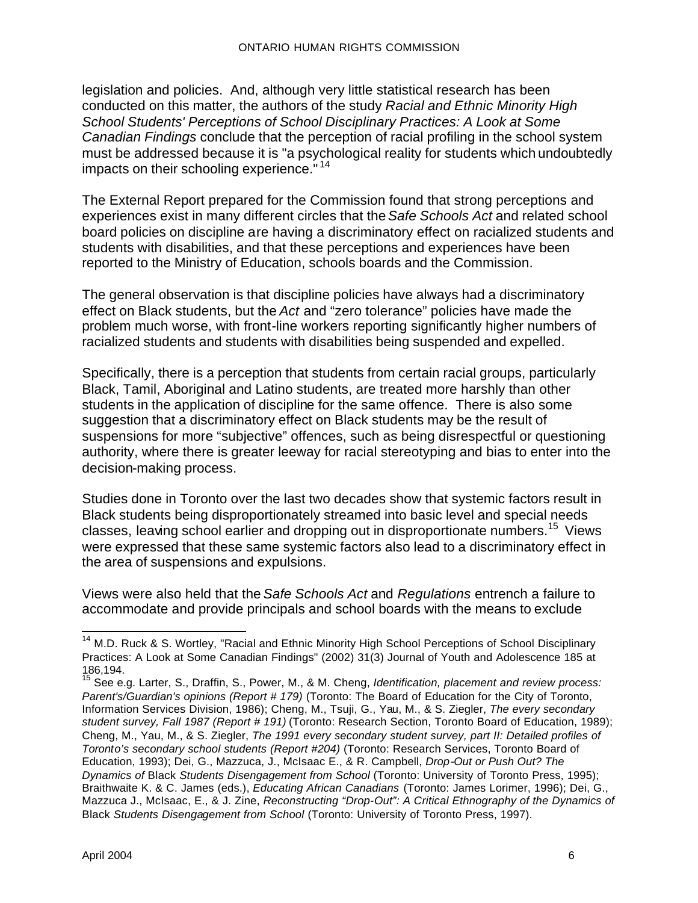legislation and policies. And, although very little statistical research has been conducted on this matter, the authors of the study *Racial and Ethnic Minority High School Students' Perceptions of School Disciplinary Practices: A Look at Some Canadian Findings* conclude that the perception of racial profiling in the school system must be addressed because it is "a psychological reality for students which undoubtedly impacts on their schooling experience."[14]

The External Report prepared for the Commission found that strong perceptions and experiences exist in many different circles that the *Safe Schools Act* and related school board policies on discipline are having a discriminatory effect on racialized students and students with disabilities, and that these perceptions and experiences have been reported to the Ministry of Education, schools boards and the Commission.

The general observation is that discipline policies have always had a discriminatory effect on Black students, but the *Act* and "zero tolerance" policies have made the problem much worse, with front-line workers reporting significantly higher numbers of racialized students and students with disabilities being suspended and expelled.

Specifically, there is a perception that students from certain racial groups, particularly Black, Tamil, Aboriginal and Latino students, are treated more harshly than other students in the application of discipline for the same offence. There is also some suggestion that a discriminatory effect on Black students may be the result of suspensions for more "subjective" offences, such as being disrespectful or questioning authority, where there is greater leeway for racial stereotyping and bias to enter into the decision-making process.

Studies done in Toronto over the last two decades show that systemic factors result in Black students being disproportionately streamed into basic level and special needs classes, leaving school earlier and dropping out in disproportionate numbers.[15] Views were expressed that these same systemic factors also lead to a discriminatory effect in the area of suspensions and expulsions.

Views were also held that the *Safe Schools Act* and *Regulations* entrench a failure to accommodate and provide principals and school boards with the means to exclude

---

[14] M.D. Ruck & S. Wortley, "Racial and Ethnic Minority High School Perceptions of School Disciplinary Practices: A Look at Some Canadian Findings" (2002) 31(3) Journal of Youth and Adolescence 185 at 186,194.

[15] See e.g. Larter, S., Draffin, S., Power, M., & M. Cheng, *Identification, placement and review process: Parent's/Guardian's opinions (Report # 179)* (Toronto: The Board of Education for the City of Toronto, Information Services Division, 1986); Cheng, M., Tsuji, G., Yau, M., & S. Ziegler, *The every secondary student survey, Fall 1987 (Report # 191)* (Toronto: Research Section, Toronto Board of Education, 1989); Cheng, M., Yau, M., & S. Ziegler, *The 1991 every secondary student survey, part II: Detailed profiles of Toronto's secondary school students (Report #204)* (Toronto: Research Services, Toronto Board of Education, 1993); Dei, G., Mazzuca, J., McIsaac E., & R. Campbell, *Drop-Out or Push Out? The Dynamics of* Black *Students Disengagement from School* (Toronto: University of Toronto Press, 1995); Braithwaite K. & C. James (eds.), *Educating African Canadians* (Toronto: James Lorimer, 1996); Dei, G., Mazzuca J., McIsaac, E., & J. Zine, *Reconstructing "Drop-Out": A Critical Ethnography of the Dynamics of* Black *Students Disengagement from School* (Toronto: University of Toronto Press, 1997).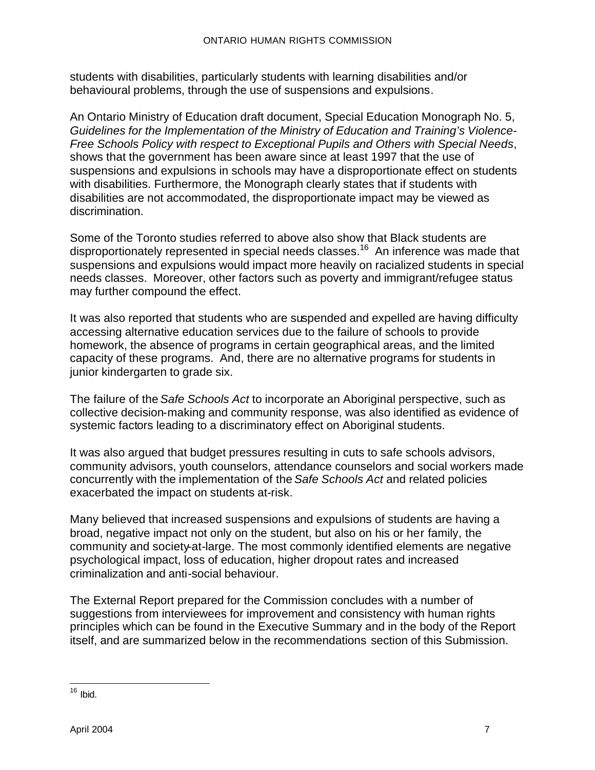students with disabilities, particularly students with learning disabilities and/or behavioural problems, through the use of suspensions and expulsions.

An Ontario Ministry of Education draft document, Special Education Monograph No. 5, *Guidelines for the Implementation of the Ministry of Education and Training's Violence-Free Schools Policy with respect to Exceptional Pupils and Others with Special Needs*, shows that the government has been aware since at least 1997 that the use of suspensions and expulsions in schools may have a disproportionate effect on students with disabilities. Furthermore, the Monograph clearly states that if students with disabilities are not accommodated, the disproportionate impact may be viewed as discrimination.

Some of the Toronto studies referred to above also show that Black students are disproportionately represented in special needs classes.[16] An inference was made that suspensions and expulsions would impact more heavily on racialized students in special needs classes. Moreover, other factors such as poverty and immigrant/refugee status may further compound the effect.

It was also reported that students who are suspended and expelled are having difficulty accessing alternative education services due to the failure of schools to provide homework, the absence of programs in certain geographical areas, and the limited capacity of these programs. And, there are no alternative programs for students in junior kindergarten to grade six.

The failure of the *Safe Schools Act* to incorporate an Aboriginal perspective, such as collective decision-making and community response, was also identified as evidence of systemic factors leading to a discriminatory effect on Aboriginal students.

It was also argued that budget pressures resulting in cuts to safe schools advisors, community advisors, youth counselors, attendance counselors and social workers made concurrently with the implementation of the *Safe Schools Act* and related policies exacerbated the impact on students at-risk.

Many believed that increased suspensions and expulsions of students are having a broad, negative impact not only on the student, but also on his or her family, the community and society-at-large. The most commonly identified elements are negative psychological impact, loss of education, higher dropout rates and increased criminalization and anti-social behaviour.

The External Report prepared for the Commission concludes with a number of suggestions from interviewees for improvement and consistency with human rights principles which can be found in the Executive Summary and in the body of the Report itself, and are summarized below in the recommendations section of this Submission.

---

[16] Ibid.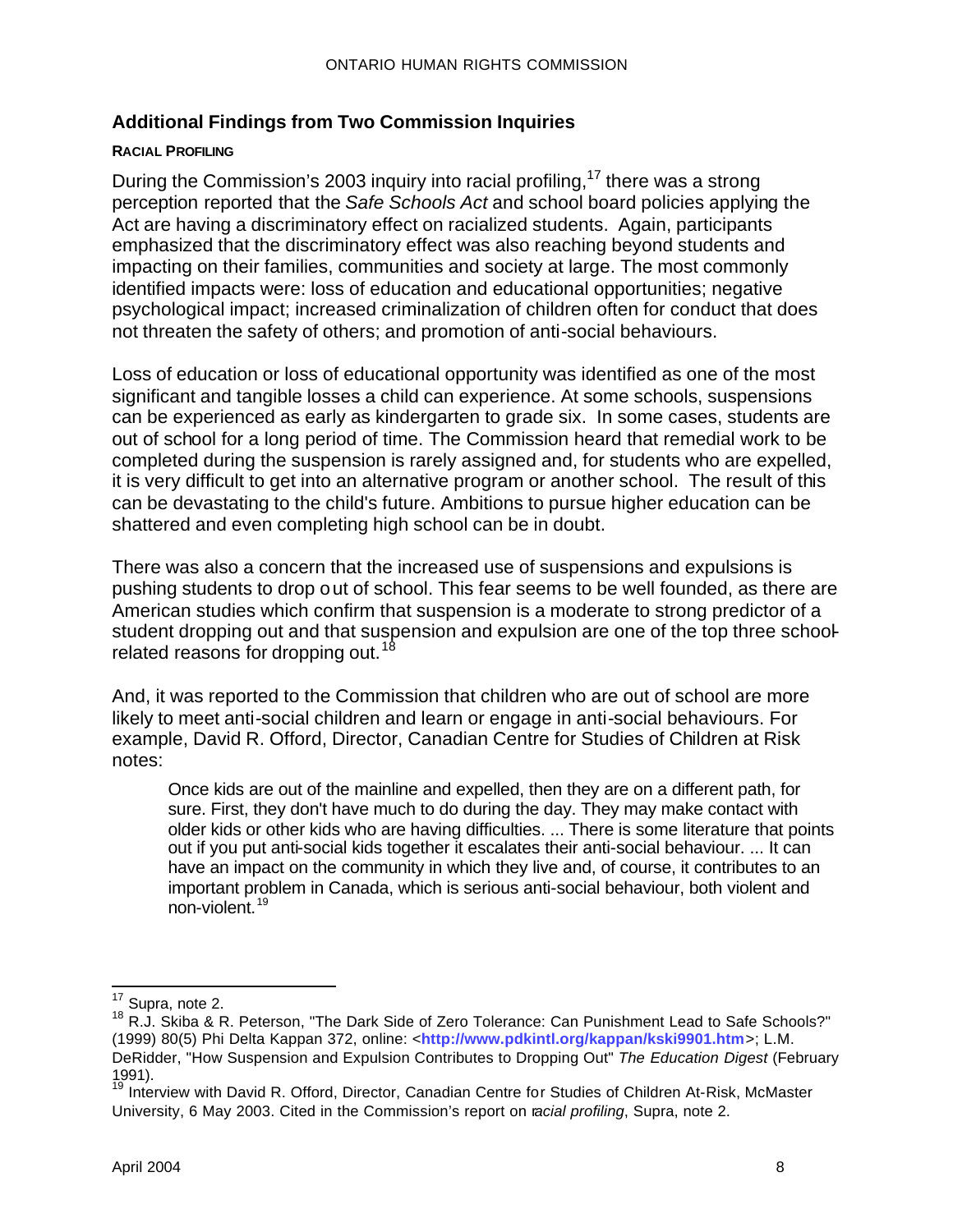## Additional Findings from Two Commission Inquiries

### RACIAL PROFILING

During the Commission's 2003 inquiry into racial profiling,[17] there was a strong perception reported that the *Safe Schools Act* and school board policies applying the Act are having a discriminatory effect on racialized students. Again, participants emphasized that the discriminatory effect was also reaching beyond students and impacting on their families, communities and society at large. The most commonly identified impacts were: loss of education and educational opportunities; negative psychological impact; increased criminalization of children often for conduct that does not threaten the safety of others; and promotion of anti-social behaviours.

Loss of education or loss of educational opportunity was identified as one of the most significant and tangible losses a child can experience. At some schools, suspensions can be experienced as early as kindergarten to grade six. In some cases, students are out of school for a long period of time. The Commission heard that remedial work to be completed during the suspension is rarely assigned and, for students who are expelled, it is very difficult to get into an alternative program or another school. The result of this can be devastating to the child's future. Ambitions to pursue higher education can be shattered and even completing high school can be in doubt.

There was also a concern that the increased use of suspensions and expulsions is pushing students to drop out of school. This fear seems to be well founded, as there are American studies which confirm that suspension is a moderate to strong predictor of a student dropping out and that suspension and expulsion are one of the top three school-related reasons for dropping out.[18]

And, it was reported to the Commission that children who are out of school are more likely to meet anti-social children and learn or engage in anti-social behaviours. For example, David R. Offord, Director, Canadian Centre for Studies of Children at Risk notes:

> Once kids are out of the mainline and expelled, then they are on a different path, for sure. First, they don't have much to do during the day. They may make contact with older kids or other kids who are having difficulties. ... There is some literature that points out if you put anti-social kids together it escalates their anti-social behaviour. ... It can have an impact on the community in which they live and, of course, it contributes to an important problem in Canada, which is serious anti-social behaviour, both violent and non-violent.[19]

---

[17] Supra, note 2.

[18] R.J. Skiba & R. Peterson, "The Dark Side of Zero Tolerance: Can Punishment Lead to Safe Schools?" (1999) 80(5) Phi Delta Kappan 372, online: <http://www.pdkintl.org/kappan/kski9901.htm>; L.M. DeRidder, "How Suspension and Expulsion Contributes to Dropping Out" *The Education Digest* (February 1991).

[19] Interview with David R. Offord, Director, Canadian Centre for Studies of Children At-Risk, McMaster University, 6 May 2003. Cited in the Commission's report on *racial profiling*, Supra, note 2.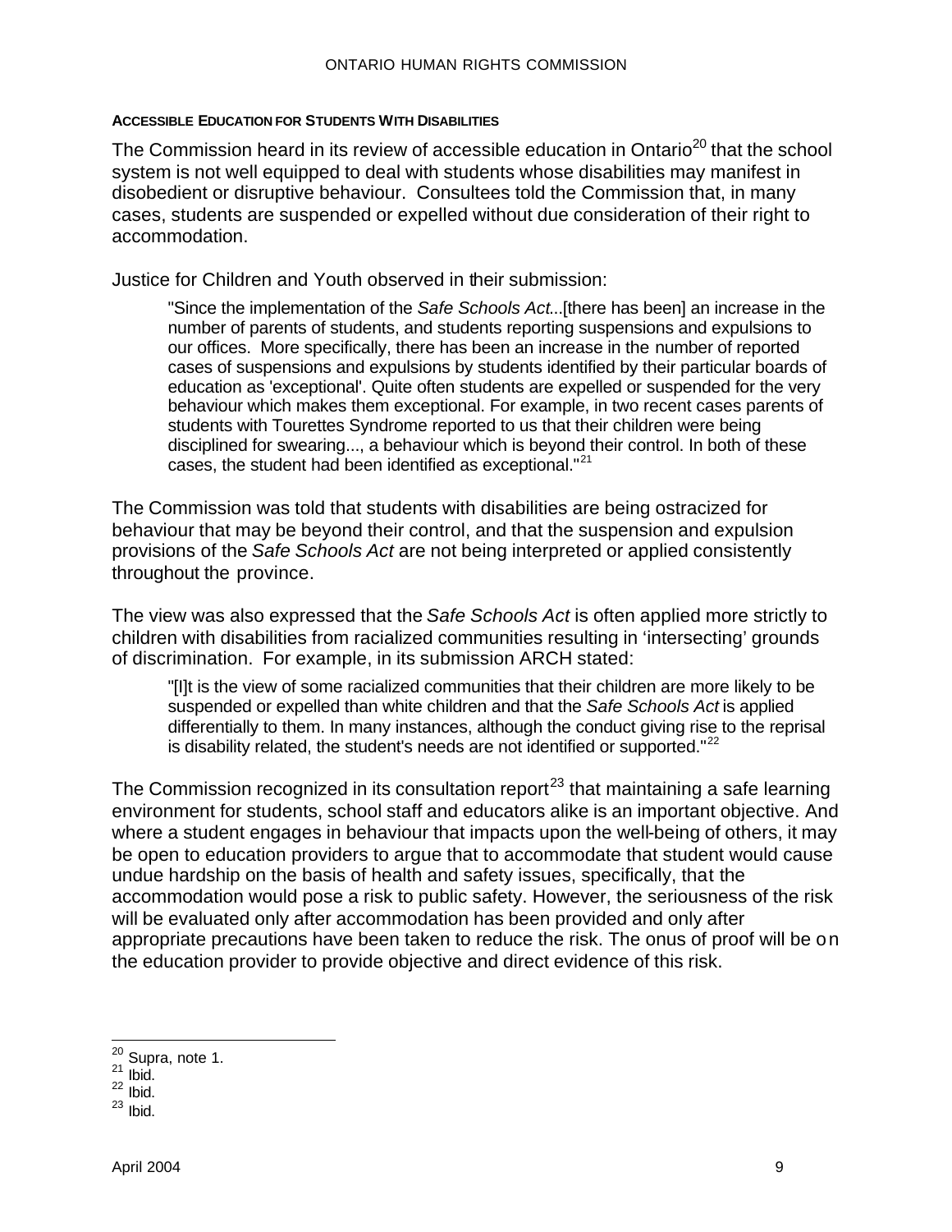**ACCESSIBLE EDUCATION FOR STUDENTS WITH DISABILITIES**

The Commission heard in its review of accessible education in Ontario[20] that the school system is not well equipped to deal with students whose disabilities may manifest in disobedient or disruptive behaviour. Consultees told the Commission that, in many cases, students are suspended or expelled without due consideration of their right to accommodation.

Justice for Children and Youth observed in their submission:

> "Since the implementation of the *Safe Schools Act*...[there has been] an increase in the number of parents of students, and students reporting suspensions and expulsions to our offices. More specifically, there has been an increase in the number of reported cases of suspensions and expulsions by students identified by their particular boards of education as 'exceptional'. Quite often students are expelled or suspended for the very behaviour which makes them exceptional. For example, in two recent cases parents of students with Tourettes Syndrome reported to us that their children were being disciplined for swearing..., a behaviour which is beyond their control. In both of these cases, the student had been identified as exceptional."[21]

The Commission was told that students with disabilities are being ostracized for behaviour that may be beyond their control, and that the suspension and expulsion provisions of the *Safe Schools Act* are not being interpreted or applied consistently throughout the province.

The view was also expressed that the *Safe Schools Act* is often applied more strictly to children with disabilities from racialized communities resulting in 'intersecting' grounds of discrimination. For example, in its submission ARCH stated:

> "[I]t is the view of some racialized communities that their children are more likely to be suspended or expelled than white children and that the *Safe Schools Act* is applied differentially to them. In many instances, although the conduct giving rise to the reprisal is disability related, the student's needs are not identified or supported."[22]

The Commission recognized in its consultation report[23] that maintaining a safe learning environment for students, school staff and educators alike is an important objective. And where a student engages in behaviour that impacts upon the well-being of others, it may be open to education providers to argue that to accommodate that student would cause undue hardship on the basis of health and safety issues, specifically, that the accommodation would pose a risk to public safety. However, the seriousness of the risk will be evaluated only after accommodation has been provided and only after appropriate precautions have been taken to reduce the risk. The onus of proof will be on the education provider to provide objective and direct evidence of this risk.

---

[20] Supra, note 1.
[21] Ibid.
[22] Ibid.
[23] Ibid.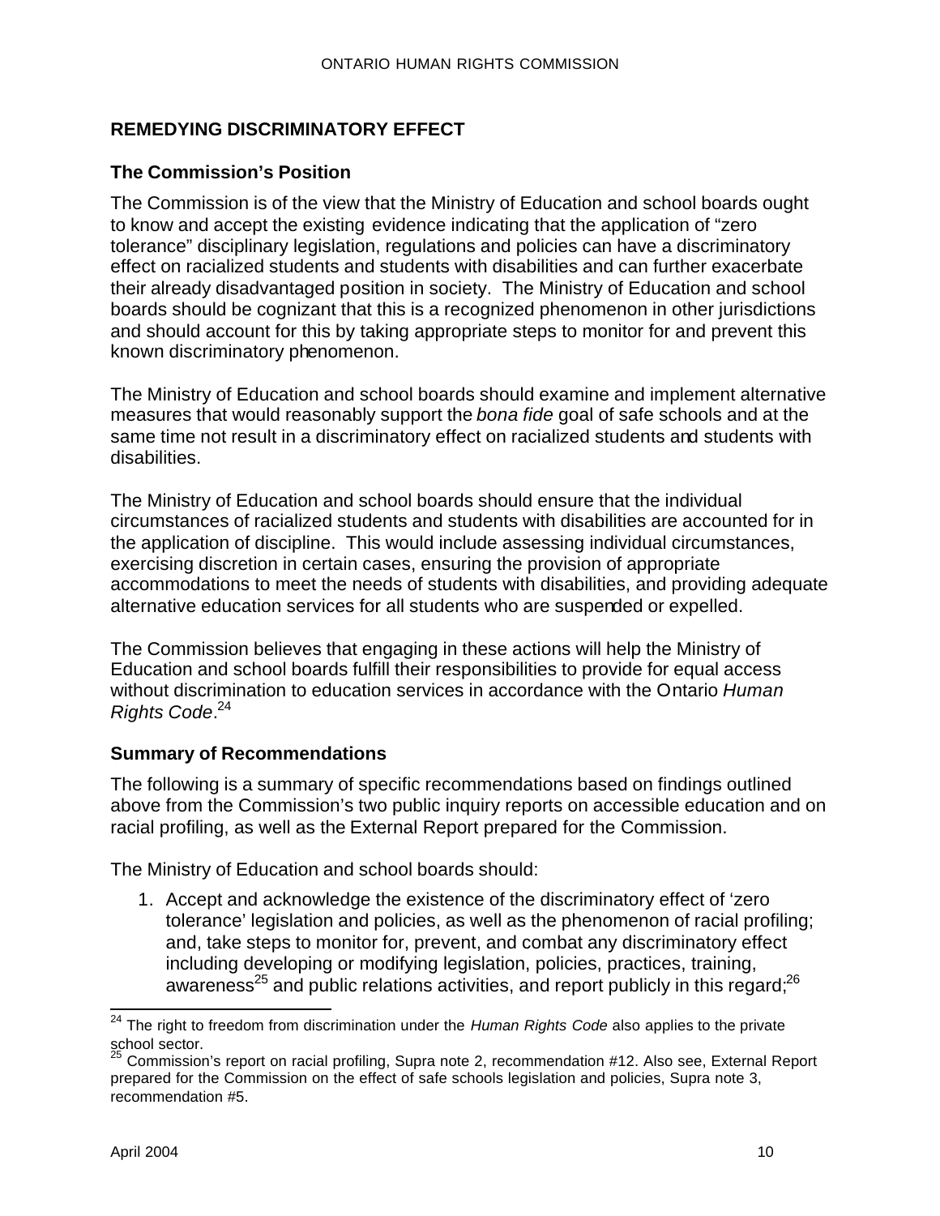## REMEDYING DISCRIMINATORY EFFECT

### The Commission's Position

The Commission is of the view that the Ministry of Education and school boards ought to know and accept the existing evidence indicating that the application of "zero tolerance" disciplinary legislation, regulations and policies can have a discriminatory effect on racialized students and students with disabilities and can further exacerbate their already disadvantaged position in society. The Ministry of Education and school boards should be cognizant that this is a recognized phenomenon in other jurisdictions and should account for this by taking appropriate steps to monitor for and prevent this known discriminatory phenomenon.

The Ministry of Education and school boards should examine and implement alternative measures that would reasonably support the *bona fide* goal of safe schools and at the same time not result in a discriminatory effect on racialized students and students with disabilities.

The Ministry of Education and school boards should ensure that the individual circumstances of racialized students and students with disabilities are accounted for in the application of discipline. This would include assessing individual circumstances, exercising discretion in certain cases, ensuring the provision of appropriate accommodations to meet the needs of students with disabilities, and providing adequate alternative education services for all students who are suspended or expelled.

The Commission believes that engaging in these actions will help the Ministry of Education and school boards fulfill their responsibilities to provide for equal access without discrimination to education services in accordance with the Ontario *Human Rights Code*.[24]

### Summary of Recommendations

The following is a summary of specific recommendations based on findings outlined above from the Commission's two public inquiry reports on accessible education and on racial profiling, as well as the External Report prepared for the Commission.

The Ministry of Education and school boards should:

1. Accept and acknowledge the existence of the discriminatory effect of 'zero tolerance' legislation and policies, as well as the phenomenon of racial profiling; and, take steps to monitor for, prevent, and combat any discriminatory effect including developing or modifying legislation, policies, practices, training, awareness[25] and public relations activities, and report publicly in this regard;[26]

---

[24] The right to freedom from discrimination under the *Human Rights Code* also applies to the private school sector.

[25] Commission's report on racial profiling, Supra note 2, recommendation #12. Also see, External Report prepared for the Commission on the effect of safe schools legislation and policies, Supra note 3, recommendation #5.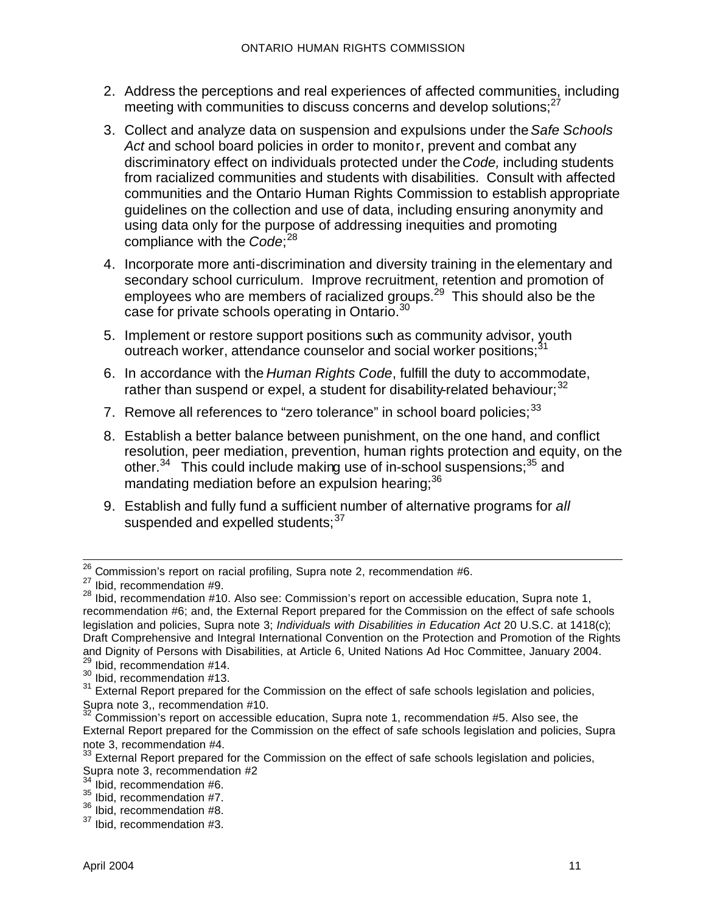2. Address the perceptions and real experiences of affected communities, including meeting with communities to discuss concerns and develop solutions;[27]

3. Collect and analyze data on suspension and expulsions under the *Safe Schools Act* and school board policies in order to monitor, prevent and combat any discriminatory effect on individuals protected under the *Code,* including students from racialized communities and students with disabilities. Consult with affected communities and the Ontario Human Rights Commission to establish appropriate guidelines on the collection and use of data, including ensuring anonymity and using data only for the purpose of addressing inequities and promoting compliance with the *Code*;[28]

4. Incorporate more anti-discrimination and diversity training in the elementary and secondary school curriculum. Improve recruitment, retention and promotion of employees who are members of racialized groups.[29] This should also be the case for private schools operating in Ontario.[30]

5. Implement or restore support positions such as community advisor, youth outreach worker, attendance counselor and social worker positions;[31]

6. In accordance with the *Human Rights Code*, fulfill the duty to accommodate, rather than suspend or expel, a student for disability-related behaviour;[32]

7. Remove all references to "zero tolerance" in school board policies;[33]

8. Establish a better balance between punishment, on the one hand, and conflict resolution, peer mediation, prevention, human rights protection and equity, on the other.[34] This could include making use of in-school suspensions;[35] and mandating mediation before an expulsion hearing;[36]

9. Establish and fully fund a sufficient number of alternative programs for *all* suspended and expelled students;[37]

---

[26] Commission's report on racial profiling, Supra note 2, recommendation #6.
[27] Ibid, recommendation #9.
[28] Ibid, recommendation #10. Also see: Commission's report on accessible education, Supra note 1, recommendation #6; and, the External Report prepared for the Commission on the effect of safe schools legislation and policies, Supra note 3; *Individuals with Disabilities in Education Act* 20 U.S.C. at 1418(c); Draft Comprehensive and Integral International Convention on the Protection and Promotion of the Rights and Dignity of Persons with Disabilities, at Article 6, United Nations Ad Hoc Committee, January 2004.
[29] Ibid, recommendation #14.
[30] Ibid, recommendation #13.
[31] External Report prepared for the Commission on the effect of safe schools legislation and policies, Supra note 3,, recommendation #10.
[32] Commission's report on accessible education, Supra note 1, recommendation #5. Also see, the External Report prepared for the Commission on the effect of safe schools legislation and policies, Supra note 3, recommendation #4.
[33] External Report prepared for the Commission on the effect of safe schools legislation and policies, Supra note 3, recommendation #2
[34] Ibid, recommendation #6.
[35] Ibid, recommendation #7.
[36] Ibid, recommendation #8.
[37] Ibid, recommendation #3.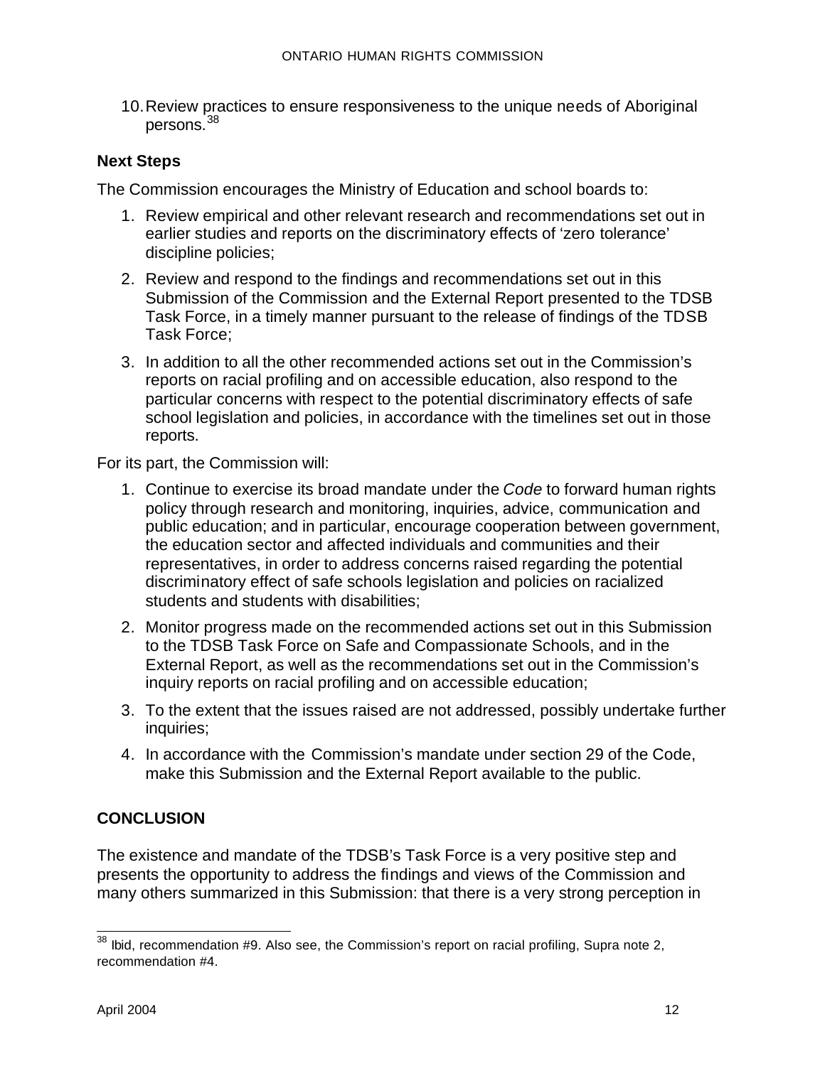10. Review practices to ensure responsiveness to the unique needs of Aboriginal persons.[38]

### Next Steps

The Commission encourages the Ministry of Education and school boards to:

1. Review empirical and other relevant research and recommendations set out in earlier studies and reports on the discriminatory effects of 'zero tolerance' discipline policies;
2. Review and respond to the findings and recommendations set out in this Submission of the Commission and the External Report presented to the TDSB Task Force, in a timely manner pursuant to the release of findings of the TDSB Task Force;
3. In addition to all the other recommended actions set out in the Commission's reports on racial profiling and on accessible education, also respond to the particular concerns with respect to the potential discriminatory effects of safe school legislation and policies, in accordance with the timelines set out in those reports.

For its part, the Commission will:

1. Continue to exercise its broad mandate under the *Code* to forward human rights policy through research and monitoring, inquiries, advice, communication and public education; and in particular, encourage cooperation between government, the education sector and affected individuals and communities and their representatives, in order to address concerns raised regarding the potential discriminatory effect of safe schools legislation and policies on racialized students and students with disabilities;
2. Monitor progress made on the recommended actions set out in this Submission to the TDSB Task Force on Safe and Compassionate Schools, and in the External Report, as well as the recommendations set out in the Commission's inquiry reports on racial profiling and on accessible education;
3. To the extent that the issues raised are not addressed, possibly undertake further inquiries;
4. In accordance with the Commission's mandate under section 29 of the Code, make this Submission and the External Report available to the public.

## CONCLUSION

The existence and mandate of the TDSB's Task Force is a very positive step and presents the opportunity to address the findings and views of the Commission and many others summarized in this Submission: that there is a very strong perception in

[38] Ibid, recommendation #9. Also see, the Commission's report on racial profiling, Supra note 2, recommendation #4.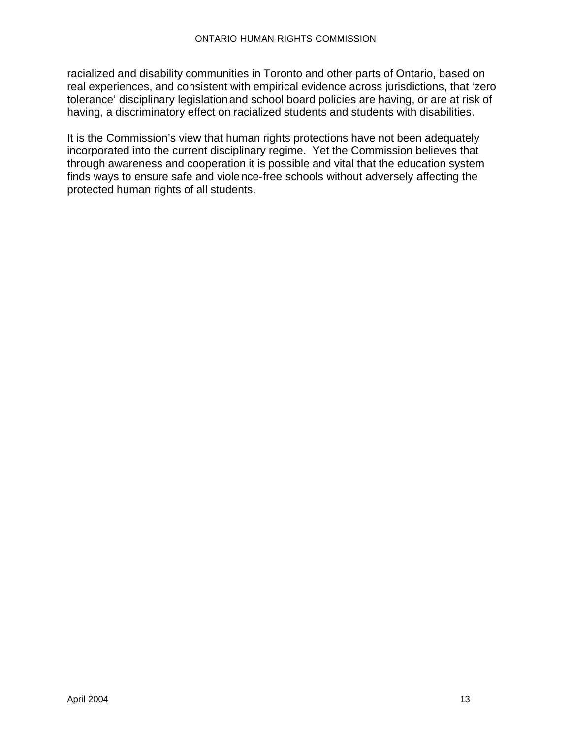racialized and disability communities in Toronto and other parts of Ontario, based on real experiences, and consistent with empirical evidence across jurisdictions, that 'zero tolerance' disciplinary legislation and school board policies are having, or are at risk of having, a discriminatory effect on racialized students and students with disabilities.

It is the Commission's view that human rights protections have not been adequately incorporated into the current disciplinary regime. Yet the Commission believes that through awareness and cooperation it is possible and vital that the education system finds ways to ensure safe and violence-free schools without adversely affecting the protected human rights of all students.